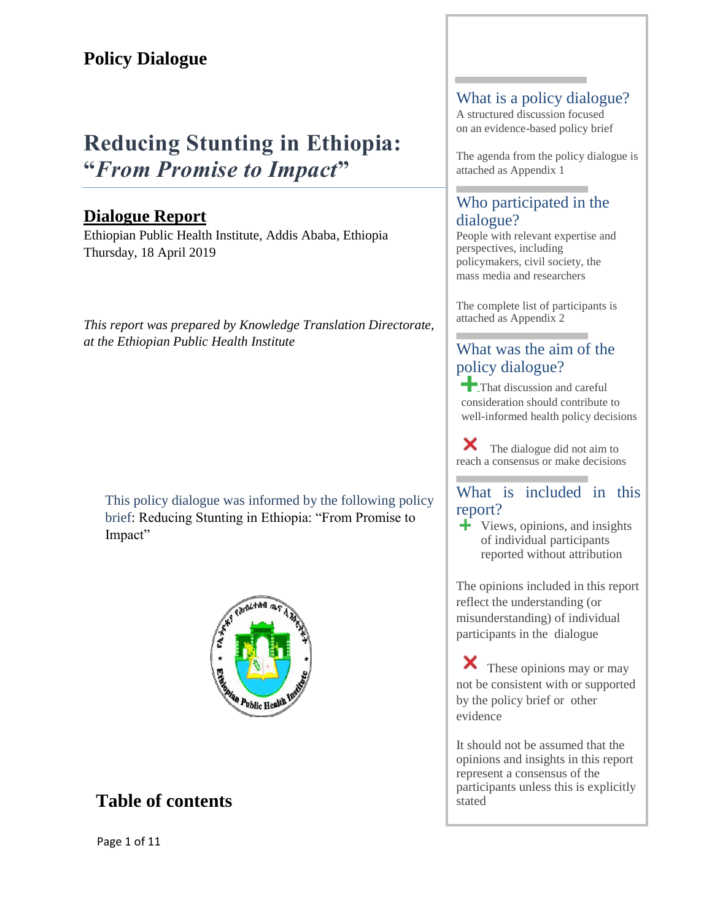# Policy Dialogue

# Reducing Stunting in Ethiopia: "*From Promise to Impact*"

## Dialogue Report

Ethiopian Public Health Institute, Addis Ababa, Ethiopia
Thursday, 18 April 2019

*This report was prepared by Knowledge Translation Directorate, at the Ethiopian Public Health Institute*

This policy dialogue was informed by the following policy brief: Reducing Stunting in Ethiopia: "From Promise to Impact"

## Table of contents

### What is a policy dialogue?

A structured discussion focused on an evidence-based policy brief

The agenda from the policy dialogue is attached as Appendix 1

### Who participated in the dialogue?

People with relevant expertise and perspectives, including policymakers, civil society, the mass media and researchers

The complete list of participants is attached as Appendix 2

### What was the aim of the policy dialogue?

+ That discussion and careful consideration should contribute to well-informed health policy decisions

✗ The dialogue did not aim to reach a consensus or make decisions

### What is included in this report?

+ Views, opinions, and insights of individual participants reported without attribution

The opinions included in this report reflect the understanding (or misunderstanding) of individual participants in the dialogue

✗ These opinions may or may not be consistent with or supported by the policy brief or other evidence

It should not be assumed that the opinions and insights in this report represent a consensus of the participants unless this is explicitly stated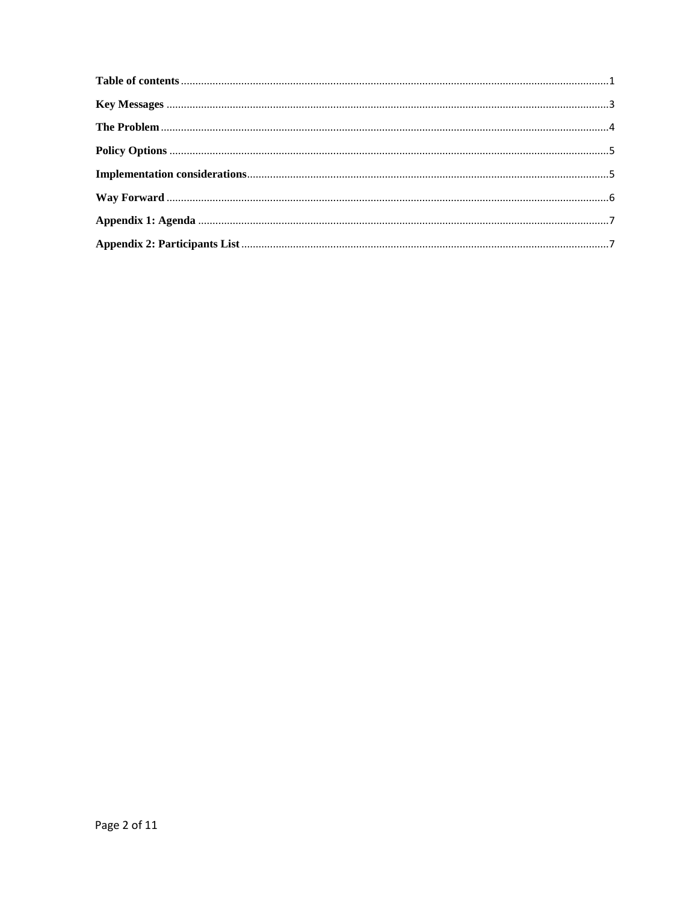**Table of contents**..........1

**Key Messages**..........3

**The Problem**..........4

**Policy Options**..........5

**Implementation considerations**..........5

**Way Forward**..........6

**Appendix 1: Agenda**..........7

**Appendix 2: Participants List**..........7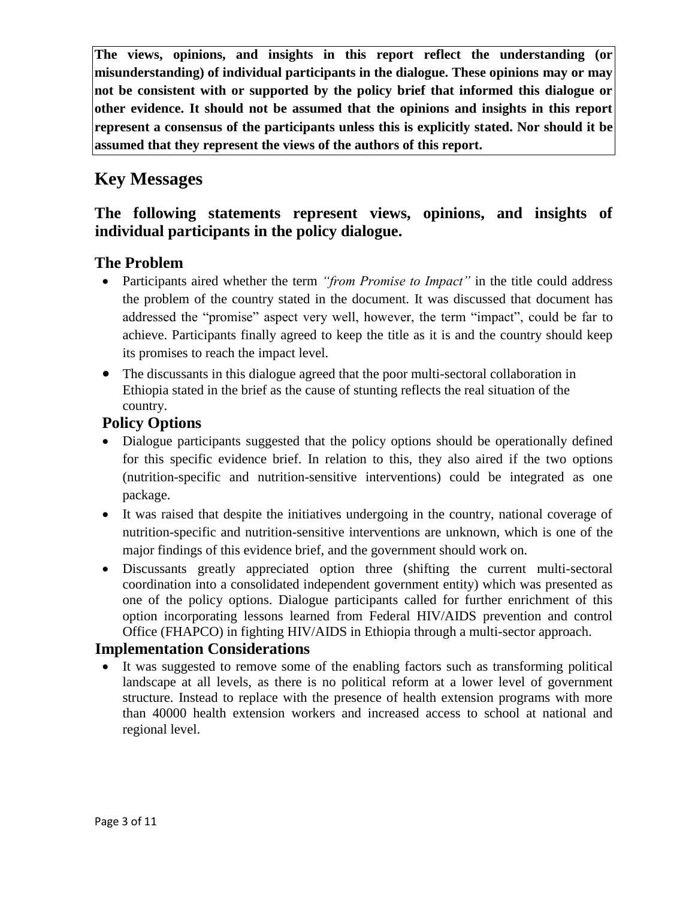**The views, opinions, and insights in this report reflect the understanding (or misunderstanding) of individual participants in the dialogue. These opinions may or may not be consistent with or supported by the policy brief that informed this dialogue or other evidence. It should not be assumed that the opinions and insights in this report represent a consensus of the participants unless this is explicitly stated. Nor should it be assumed that they represent the views of the authors of this report.**

# Key Messages

## The following statements represent views, opinions, and insights of individual participants in the policy dialogue.

## The Problem

- Participants aired whether the term *"from Promise to Impact"* in the title could address the problem of the country stated in the document. It was discussed that document has addressed the "promise" aspect very well, however, the term "impact", could be far to achieve. Participants finally agreed to keep the title as it is and the country should keep its promises to reach the impact level.
- The discussants in this dialogue agreed that the poor multi-sectoral collaboration in Ethiopia stated in the brief as the cause of stunting reflects the real situation of the country.

## Policy Options

- Dialogue participants suggested that the policy options should be operationally defined for this specific evidence brief. In relation to this, they also aired if the two options (nutrition-specific and nutrition-sensitive interventions) could be integrated as one package.
- It was raised that despite the initiatives undergoing in the country, national coverage of nutrition-specific and nutrition-sensitive interventions are unknown, which is one of the major findings of this evidence brief, and the government should work on.
- Discussants greatly appreciated option three (shifting the current multi-sectoral coordination into a consolidated independent government entity) which was presented as one of the policy options. Dialogue participants called for further enrichment of this option incorporating lessons learned from Federal HIV/AIDS prevention and control Office (FHAPCO) in fighting HIV/AIDS in Ethiopia through a multi-sector approach.

## Implementation Considerations

- It was suggested to remove some of the enabling factors such as transforming political landscape at all levels, as there is no political reform at a lower level of government structure. Instead to replace with the presence of health extension programs with more than 40000 health extension workers and increased access to school at national and regional level.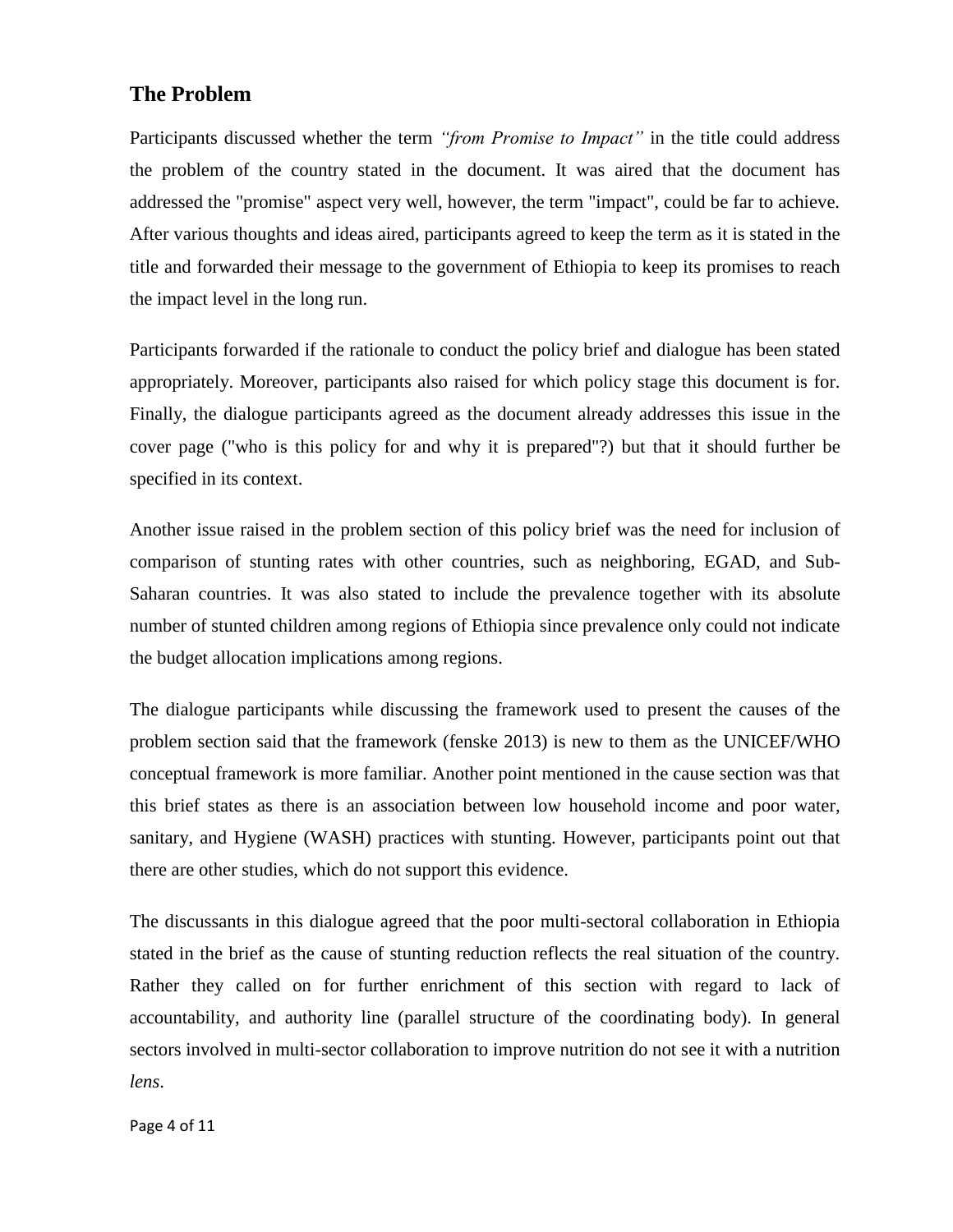## The Problem

Participants discussed whether the term *"from Promise to Impact"* in the title could address the problem of the country stated in the document. It was aired that the document has addressed the "promise" aspect very well, however, the term "impact", could be far to achieve. After various thoughts and ideas aired, participants agreed to keep the term as it is stated in the title and forwarded their message to the government of Ethiopia to keep its promises to reach the impact level in the long run.

Participants forwarded if the rationale to conduct the policy brief and dialogue has been stated appropriately. Moreover, participants also raised for which policy stage this document is for. Finally, the dialogue participants agreed as the document already addresses this issue in the cover page ("who is this policy for and why it is prepared"?) but that it should further be specified in its context.

Another issue raised in the problem section of this policy brief was the need for inclusion of comparison of stunting rates with other countries, such as neighboring, EGAD, and Sub-Saharan countries. It was also stated to include the prevalence together with its absolute number of stunted children among regions of Ethiopia since prevalence only could not indicate the budget allocation implications among regions.

The dialogue participants while discussing the framework used to present the causes of the problem section said that the framework (fenske 2013) is new to them as the UNICEF/WHO conceptual framework is more familiar. Another point mentioned in the cause section was that this brief states as there is an association between low household income and poor water, sanitary, and Hygiene (WASH) practices with stunting. However, participants point out that there are other studies, which do not support this evidence.

The discussants in this dialogue agreed that the poor multi-sectoral collaboration in Ethiopia stated in the brief as the cause of stunting reduction reflects the real situation of the country. Rather they called on for further enrichment of this section with regard to lack of accountability, and authority line (parallel structure of the coordinating body). In general sectors involved in multi-sector collaboration to improve nutrition do not see it with a nutrition *lens*.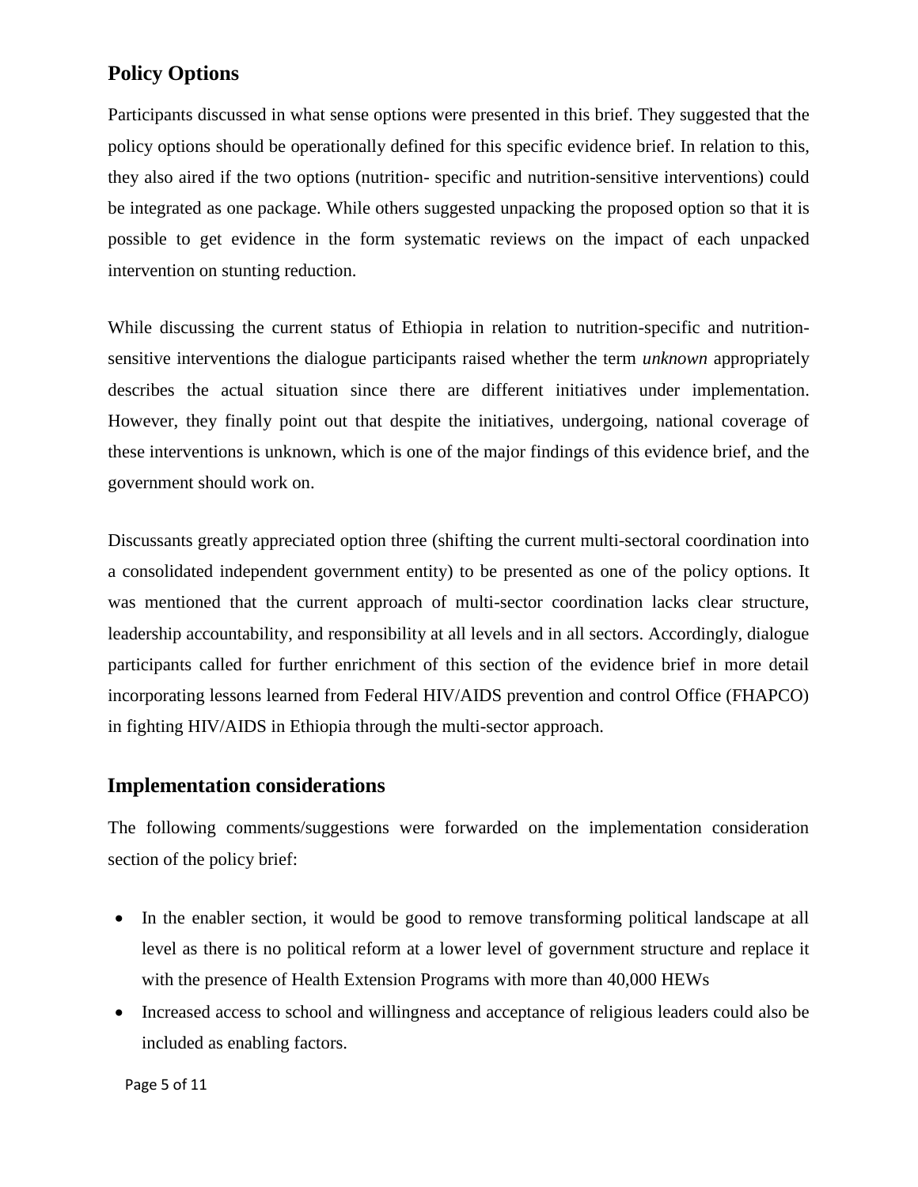## Policy Options

Participants discussed in what sense options were presented in this brief. They suggested that the policy options should be operationally defined for this specific evidence brief. In relation to this, they also aired if the two options (nutrition- specific and nutrition-sensitive interventions) could be integrated as one package. While others suggested unpacking the proposed option so that it is possible to get evidence in the form systematic reviews on the impact of each unpacked intervention on stunting reduction.

While discussing the current status of Ethiopia in relation to nutrition-specific and nutrition-sensitive interventions the dialogue participants raised whether the term *unknown* appropriately describes the actual situation since there are different initiatives under implementation. However, they finally point out that despite the initiatives, undergoing, national coverage of these interventions is unknown, which is one of the major findings of this evidence brief, and the government should work on.

Discussants greatly appreciated option three (shifting the current multi-sectoral coordination into a consolidated independent government entity) to be presented as one of the policy options. It was mentioned that the current approach of multi-sector coordination lacks clear structure, leadership accountability, and responsibility at all levels and in all sectors. Accordingly, dialogue participants called for further enrichment of this section of the evidence brief in more detail incorporating lessons learned from Federal HIV/AIDS prevention and control Office (FHAPCO) in fighting HIV/AIDS in Ethiopia through the multi-sector approach.

## Implementation considerations

The following comments/suggestions were forwarded on the implementation consideration section of the policy brief:

- In the enabler section, it would be good to remove transforming political landscape at all level as there is no political reform at a lower level of government structure and replace it with the presence of Health Extension Programs with more than 40,000 HEWs
- Increased access to school and willingness and acceptance of religious leaders could also be included as enabling factors.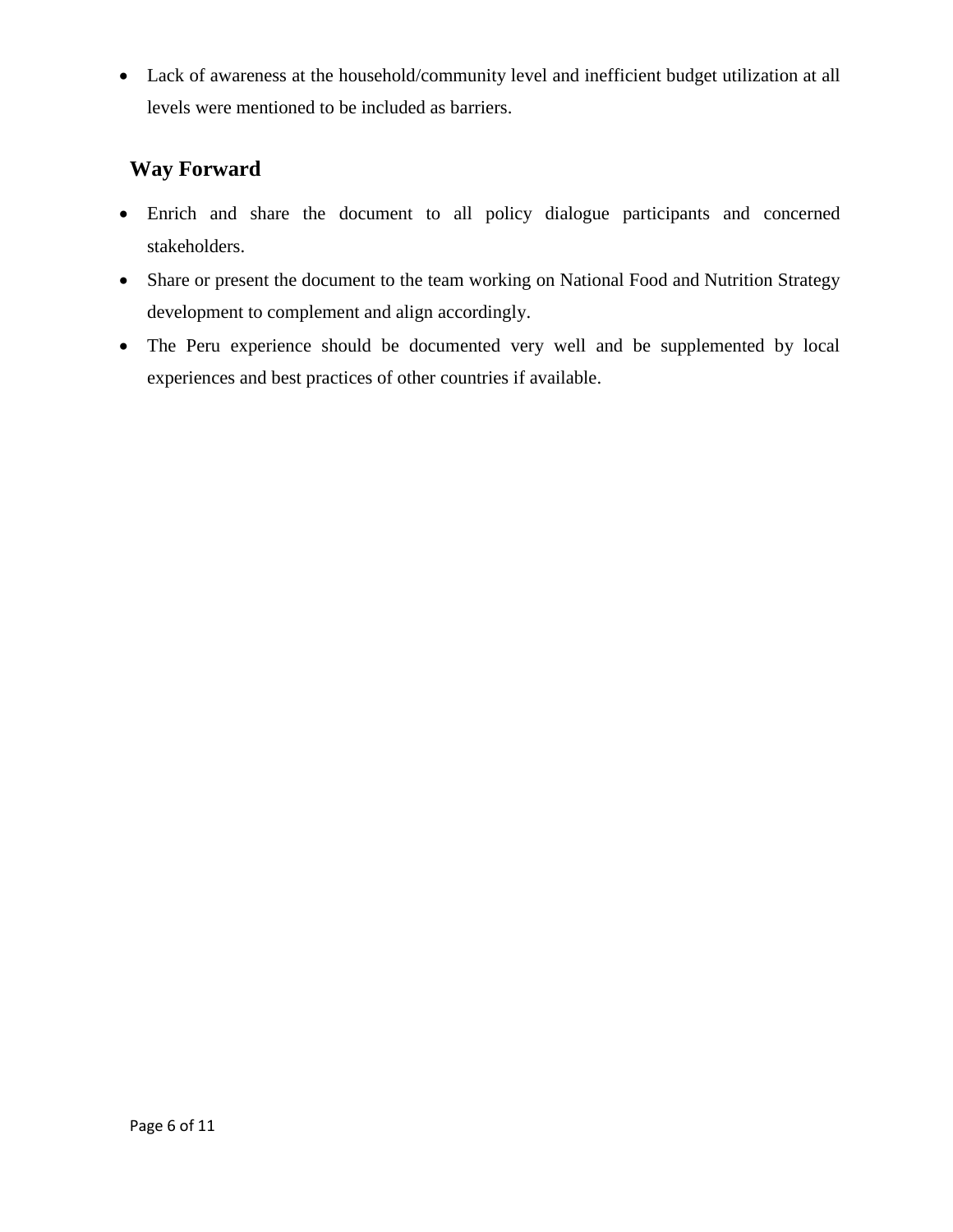- Lack of awareness at the household/community level and inefficient budget utilization at all levels were mentioned to be included as barriers.

## Way Forward

- Enrich and share the document to all policy dialogue participants and concerned stakeholders.
- Share or present the document to the team working on National Food and Nutrition Strategy development to complement and align accordingly.
- The Peru experience should be documented very well and be supplemented by local experiences and best practices of other countries if available.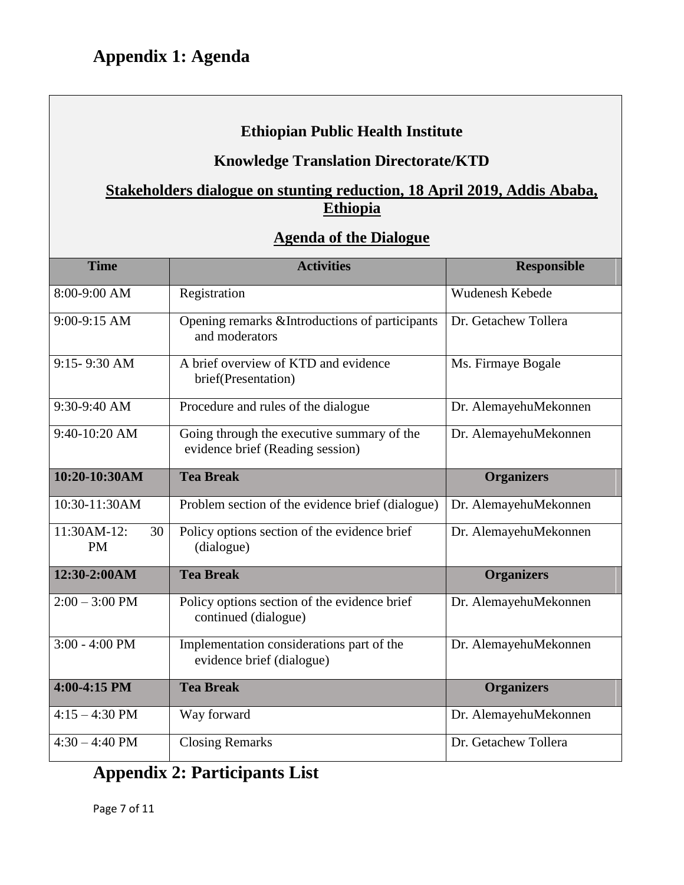## Appendix 1: Agenda

**Ethiopian Public Health Institute**

**Knowledge Translation Directorate/KTD**

**Stakeholders dialogue on stunting reduction, 18 April 2019, Addis Ababa, Ethiopia**

**Agenda of the Dialogue**

| Time | Activities | Responsible |
|---|---|---|
| 8:00-9:00 AM | Registration | Wudenesh Kebede |
| 9:00-9:15 AM | Opening remarks &Introductions of participants and moderators | Dr. Getachew Tollera |
| 9:15- 9:30 AM | A brief overview of KTD and evidence brief(Presentation) | Ms. Firmaye Bogale |
| 9:30-9:40 AM | Procedure and rules of the dialogue | Dr. AlemayehuMekonnen |
| 9:40-10:20 AM | Going through the executive summary of the evidence brief (Reading session) | Dr. AlemayehuMekonnen |
| **10:20-10:30AM** | **Tea Break** | **Organizers** |
| 10:30-11:30AM | Problem section of the evidence brief (dialogue) | Dr. AlemayehuMekonnen |
| 11:30AM-12: 30 PM | Policy options section of the evidence brief (dialogue) | Dr. AlemayehuMekonnen |
| **12:30-2:00AM** | **Tea Break** | **Organizers** |
| 2:00 – 3:00 PM | Policy options section of the evidence brief continued (dialogue) | Dr. AlemayehuMekonnen |
| 3:00 - 4:00 PM | Implementation considerations part of the evidence brief (dialogue) | Dr. AlemayehuMekonnen |
| **4:00-4:15 PM** | **Tea Break** | **Organizers** |
| 4:15 – 4:30 PM | Way forward | Dr. AlemayehuMekonnen |
| 4:30 – 4:40 PM | Closing Remarks | Dr. Getachew Tollera |

## Appendix 2: Participants List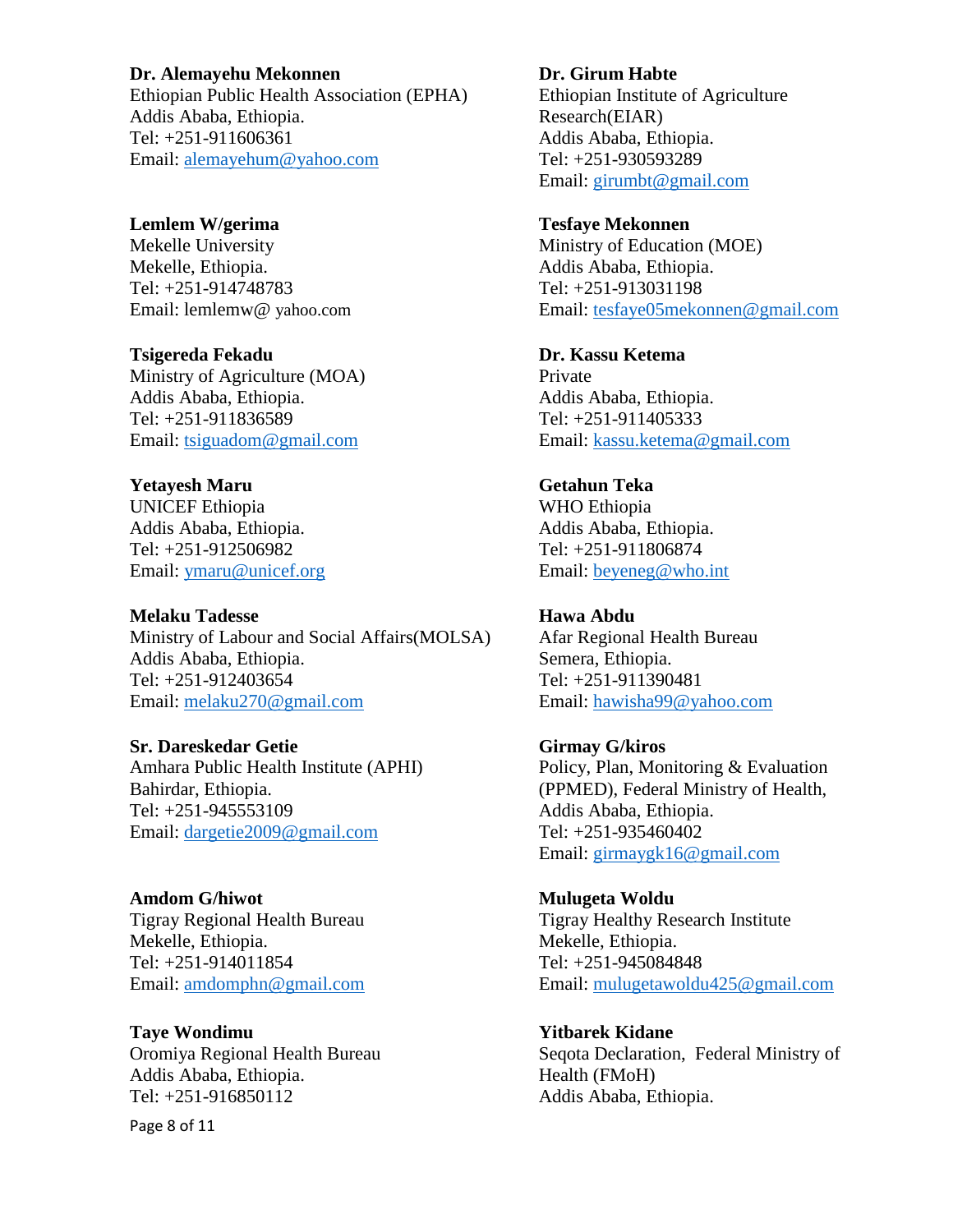**Dr. Alemayehu Mekonnen**
Ethiopian Public Health Association (EPHA)
Addis Ababa, Ethiopia.
Tel: +251-911606361
Email: alemayehum@yahoo.com

**Lemlem W/gerima**
Mekelle University
Mekelle, Ethiopia.
Tel: +251-914748783
Email: lemlemw@ yahoo.com

**Tsigereda Fekadu**
Ministry of Agriculture (MOA)
Addis Ababa, Ethiopia.
Tel: +251-911836589
Email: tsiguadom@gmail.com

**Yetayesh Maru**
UNICEF Ethiopia
Addis Ababa, Ethiopia.
Tel: +251-912506982
Email: ymaru@unicef.org

**Melaku Tadesse**
Ministry of Labour and Social Affairs(MOLSA)
Addis Ababa, Ethiopia.
Tel: +251-912403654
Email: melaku270@gmail.com

**Sr. Dareskedar Getie**
Amhara Public Health Institute (APHI)
Bahirdar, Ethiopia.
Tel: +251-945553109
Email: dargetie2009@gmail.com

**Amdom G/hiwot**
Tigray Regional Health Bureau
Mekelle, Ethiopia.
Tel: +251-914011854
Email: amdomphn@gmail.com

**Taye Wondimu**
Oromiya Regional Health Bureau
Addis Ababa, Ethiopia.
Tel: +251-916850112

**Dr. Girum Habte**
Ethiopian Institute of Agriculture Research(EIAR)
Addis Ababa, Ethiopia.
Tel: +251-930593289
Email: girumbt@gmail.com

**Tesfaye Mekonnen**
Ministry of Education (MOE)
Addis Ababa, Ethiopia.
Tel: +251-913031198
Email: tesfaye05mekonnen@gmail.com

**Dr. Kassu Ketema**
Private
Addis Ababa, Ethiopia.
Tel: +251-911405333
Email: kassu.ketema@gmail.com

**Getahun Teka**
WHO Ethiopia
Addis Ababa, Ethiopia.
Tel: +251-911806874
Email: beyeneg@who.int

**Hawa Abdu**
Afar Regional Health Bureau
Semera, Ethiopia.
Tel: +251-911390481
Email: hawisha99@yahoo.com

**Girmay G/kiros**
Policy, Plan, Monitoring & Evaluation (PPMED), Federal Ministry of Health,
Addis Ababa, Ethiopia.
Tel: +251-935460402
Email: girmaygk16@gmail.com

**Mulugeta Woldu**
Tigray Healthy Research Institute
Mekelle, Ethiopia.
Tel: +251-945084848
Email: mulugetawoldu425@gmail.com

**Yitbarek Kidane**
Seqota Declaration, Federal Ministry of Health (FMoH)
Addis Ababa, Ethiopia.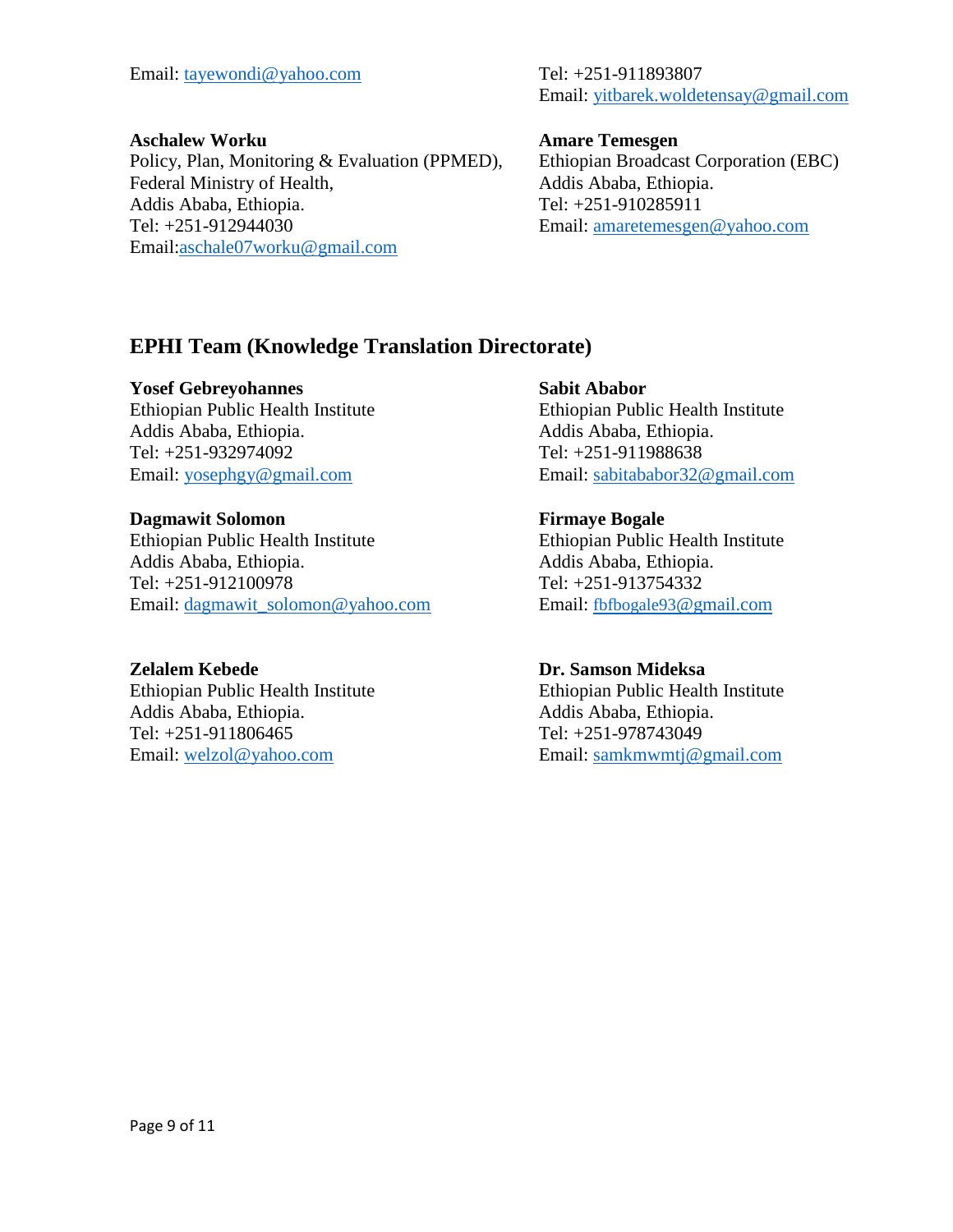Email: tayewondi@yahoo.com

Tel: +251-911893807
Email: yitbarek.woldetensay@gmail.com

**Aschalew Worku**
Policy, Plan, Monitoring & Evaluation (PPMED),
Federal Ministry of Health,
Addis Ababa, Ethiopia.
Tel: +251-912944030
Email:aschale07worku@gmail.com

**Amare Temesgen**
Ethiopian Broadcast Corporation (EBC)
Addis Ababa, Ethiopia.
Tel: +251-910285911
Email: amaretemesgen@yahoo.com

## EPHI Team (Knowledge Translation Directorate)

**Yosef Gebreyohannes**
Ethiopian Public Health Institute
Addis Ababa, Ethiopia.
Tel: +251-932974092
Email: yosephgy@gmail.com

**Sabit Ababor**
Ethiopian Public Health Institute
Addis Ababa, Ethiopia.
Tel: +251-911988638
Email: sabitababor32@gmail.com

**Dagmawit Solomon**
Ethiopian Public Health Institute
Addis Ababa, Ethiopia.
Tel: +251-912100978
Email: dagmawit_solomon@yahoo.com

**Firmaye Bogale**
Ethiopian Public Health Institute
Addis Ababa, Ethiopia.
Tel: +251-913754332
Email: fbfbogale93@gmail.com

**Zelalem Kebede**
Ethiopian Public Health Institute
Addis Ababa, Ethiopia.
Tel: +251-911806465
Email: welzol@yahoo.com

**Dr. Samson Mideksa**
Ethiopian Public Health Institute
Addis Ababa, Ethiopia.
Tel: +251-978743049
Email: samkmwmtj@gmail.com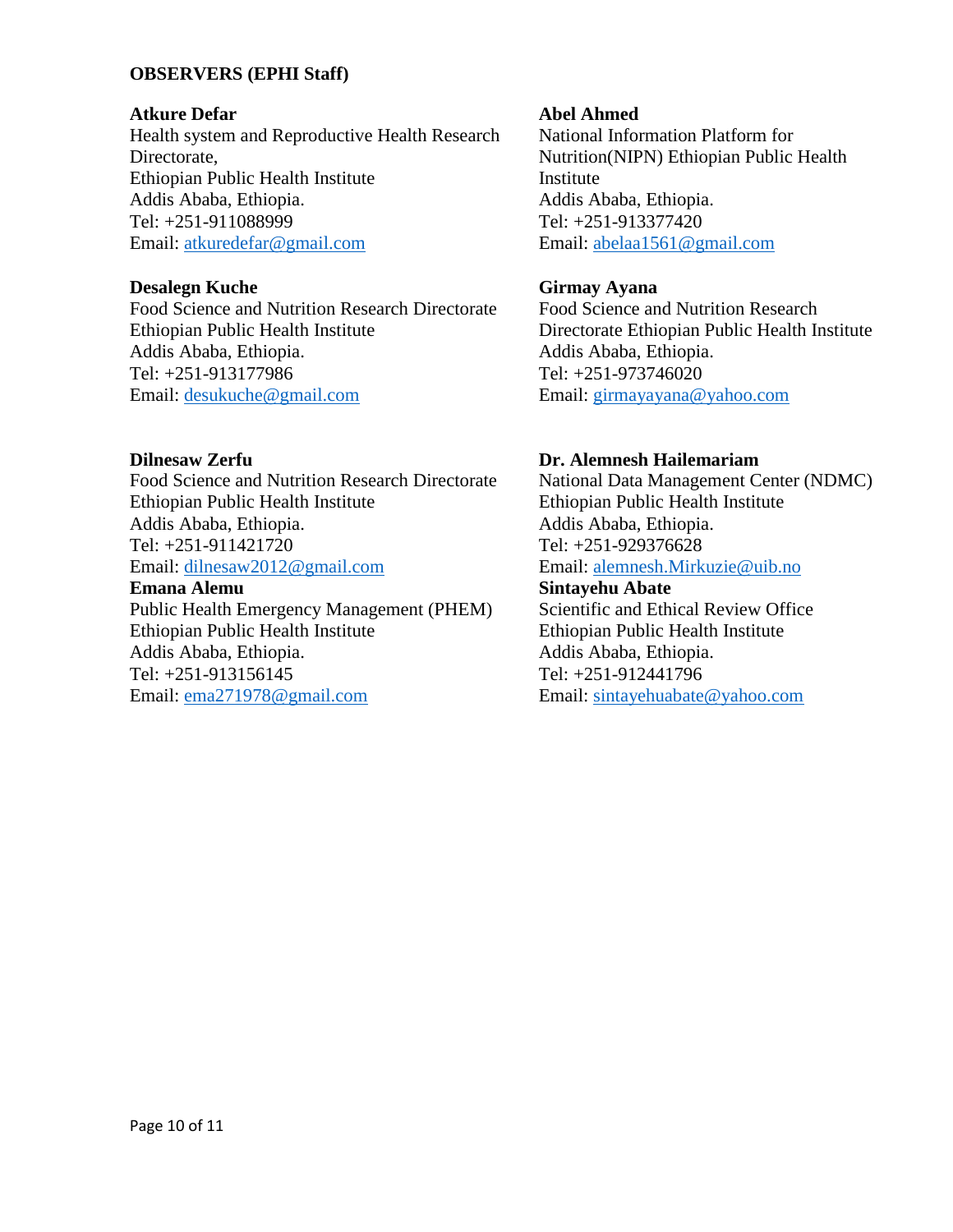**OBSERVERS (EPHI Staff)**

**Atkure Defar**
Health system and Reproductive Health Research Directorate,
Ethiopian Public Health Institute
Addis Ababa, Ethiopia.
Tel: +251-911088999
Email: atkuredefar@gmail.com

**Desalegn Kuche**
Food Science and Nutrition Research Directorate
Ethiopian Public Health Institute
Addis Ababa, Ethiopia.
Tel: +251-913177986
Email: desukuche@gmail.com

**Dilnesaw Zerfu**
Food Science and Nutrition Research Directorate
Ethiopian Public Health Institute
Addis Ababa, Ethiopia.
Tel: +251-911421720
Email: dilnesaw2012@gmail.com

**Emana Alemu**
Public Health Emergency Management (PHEM)
Ethiopian Public Health Institute
Addis Ababa, Ethiopia.
Tel: +251-913156145
Email: ema271978@gmail.com

**Abel Ahmed**
National Information Platform for Nutrition(NIPN) Ethiopian Public Health Institute
Addis Ababa, Ethiopia.
Tel: +251-913377420
Email: abelaa1561@gmail.com

**Girmay Ayana**
Food Science and Nutrition Research Directorate Ethiopian Public Health Institute
Addis Ababa, Ethiopia.
Tel: +251-973746020
Email: girmayayana@yahoo.com

**Dr. Alemnesh Hailemariam**
National Data Management Center (NDMC)
Ethiopian Public Health Institute
Addis Ababa, Ethiopia.
Tel: +251-929376628
Email: alemnesh.Mirkuzie@uib.no

**Sintayehu Abate**
Scientific and Ethical Review Office
Ethiopian Public Health Institute
Addis Ababa, Ethiopia.
Tel: +251-912441796
Email: sintayehuabate@yahoo.com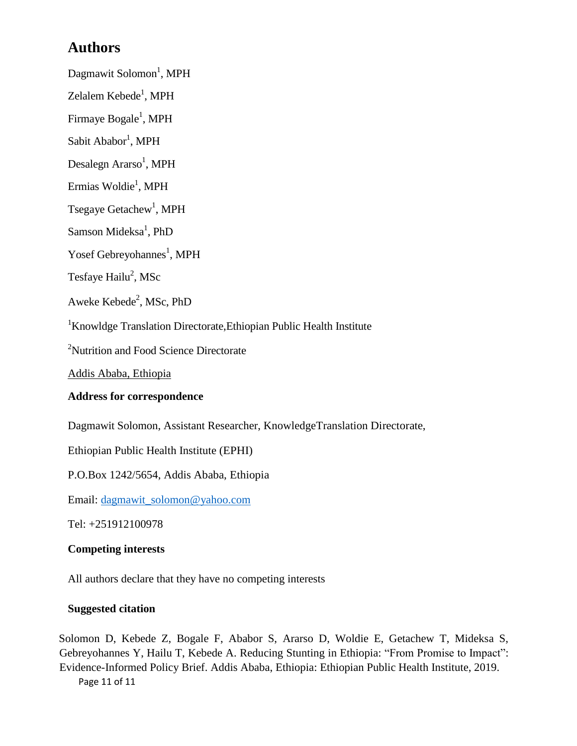## Authors

Dagmawit Solomon[1], MPH

Zelalem Kebede[1], MPH

Firmaye Bogale[1], MPH

Sabit Ababor[1], MPH

Desalegn Ararso[1], MPH

Ermias Woldie[1], MPH

Tsegaye Getachew[1], MPH

Samson Mideksa[1], PhD

Yosef Gebreyohannes[1], MPH

Tesfaye Hailu[2], MSc

Aweke Kebede[2], MSc, PhD

[1]Knowldge Translation Directorate,Ethiopian Public Health Institute

[2]Nutrition and Food Science Directorate

Addis Ababa, Ethiopia

**Address for correspondence**

Dagmawit Solomon, Assistant Researcher, KnowledgeTranslation Directorate,

Ethiopian Public Health Institute (EPHI)

P.O.Box 1242/5654, Addis Ababa, Ethiopia

Email: dagmawit_solomon@yahoo.com

Tel: +251912100978

**Competing interests**

All authors declare that they have no competing interests

**Suggested citation**

Solomon D, Kebede Z, Bogale F, Ababor S, Ararso D, Woldie E, Getachew T, Mideksa S, Gebreyohannes Y, Hailu T, Kebede A. Reducing Stunting in Ethiopia: "From Promise to Impact": Evidence-Informed Policy Brief. Addis Ababa, Ethiopia: Ethiopian Public Health Institute, 2019.